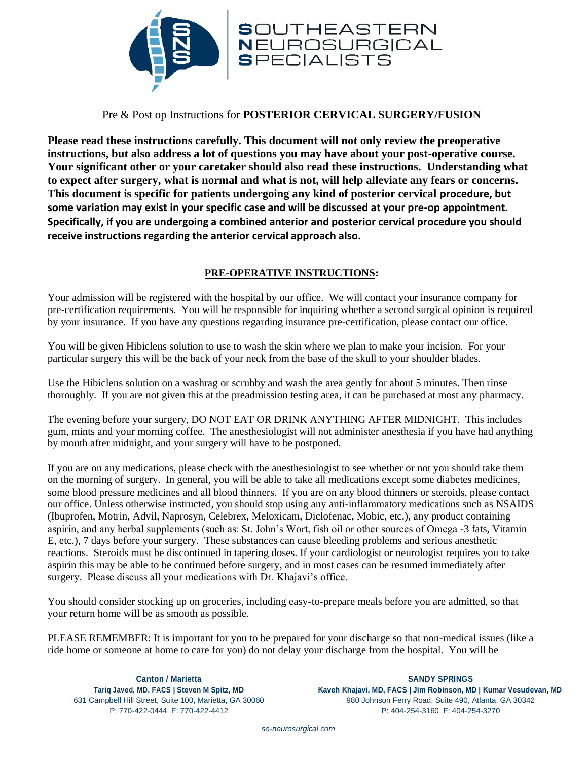# SOUTHEASTERN NEUROSURGICAL SPECIALISTS

Pre & Post op Instructions for **POSTERIOR CERVICAL SURGERY/FUSION**

**Please read these instructions carefully. This document will not only review the preoperative instructions, but also address a lot of questions you may have about your post-operative course. Your significant other or your caretaker should also read these instructions. Understanding what to expect after surgery, what is normal and what is not, will help alleviate any fears or concerns. This document is specific for patients undergoing any kind of posterior cervical procedure, but some variation may exist in your specific case and will be discussed at your pre-op appointment. Specifically, if you are undergoing a combined anterior and posterior cervical procedure you should receive instructions regarding the anterior cervical approach also.**

## PRE-OPERATIVE INSTRUCTIONS:

Your admission will be registered with the hospital by our office. We will contact your insurance company for pre-certification requirements. You will be responsible for inquiring whether a second surgical opinion is required by your insurance. If you have any questions regarding insurance pre-certification, please contact our office.

You will be given Hibiclens solution to use to wash the skin where we plan to make your incision. For your particular surgery this will be the back of your neck from the base of the skull to your shoulder blades.

Use the Hibiclens solution on a washrag or scrubby and wash the area gently for about 5 minutes. Then rinse thoroughly. If you are not given this at the preadmission testing area, it can be purchased at most any pharmacy.

The evening before your surgery, DO NOT EAT OR DRINK ANYTHING AFTER MIDNIGHT. This includes gum, mints and your morning coffee. The anesthesiologist will not administer anesthesia if you have had anything by mouth after midnight, and your surgery will have to be postponed.

If you are on any medications, please check with the anesthesiologist to see whether or not you should take them on the morning of surgery. In general, you will be able to take all medications except some diabetes medicines, some blood pressure medicines and all blood thinners. If you are on any blood thinners or steroids, please contact our office. Unless otherwise instructed, you should stop using any anti-inflammatory medications such as NSAIDS (Ibuprofen, Motrin, Advil, Naprosyn, Celebrex, Meloxicam, Diclofenac, Mobic, etc.), any product containing aspirin, and any herbal supplements (such as: St. John's Wort, fish oil or other sources of Omega -3 fats, Vitamin E, etc.), 7 days before your surgery. These substances can cause bleeding problems and serious anesthetic reactions. Steroids must be discontinued in tapering doses. If your cardiologist or neurologist requires you to take aspirin this may be able to be continued before surgery, and in most cases can be resumed immediately after surgery. Please discuss all your medications with Dr. Khajavi's office.

You should consider stocking up on groceries, including easy-to-prepare meals before you are admitted, so that your return home will be as smooth as possible.

PLEASE REMEMBER: It is important for you to be prepared for your discharge so that non-medical issues (like a ride home or someone at home to care for you) do not delay your discharge from the hospital. You will be

**Canton / Marietta**
**Tariq Javed, MD, FACS | Steven M Spitz, MD**
631 Campbell Hill Street, Suite 100, Marietta, GA 30060
P: 770-422-0444 F: 770-422-4412

**SANDY SPRINGS**
**Kaveh Khajavi, MD, FACS | Jim Robinson, MD | Kumar Vesudevan, MD**
980 Johnson Ferry Road, Suite 490, Atlanta, GA 30342
P: 404-254-3160 F: 404-254-3270

*se-neurosurgical.com*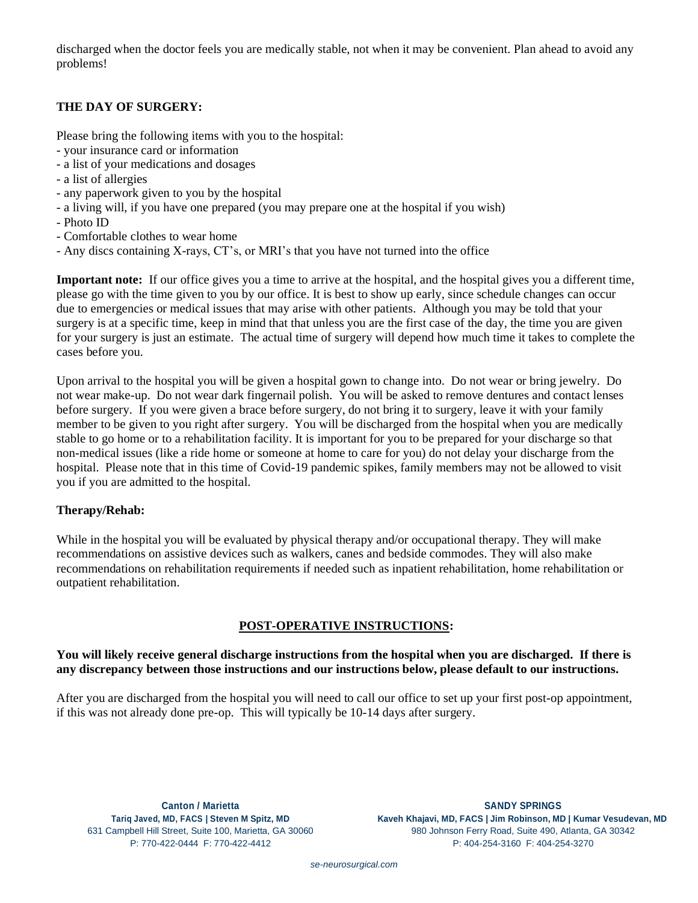discharged when the doctor feels you are medically stable, not when it may be convenient. Plan ahead to avoid any problems!

**THE DAY OF SURGERY:**

Please bring the following items with you to the hospital:
- your insurance card or information
- a list of your medications and dosages
- a list of allergies
- any paperwork given to you by the hospital
- a living will, if you have one prepared (you may prepare one at the hospital if you wish)
- Photo ID
- Comfortable clothes to wear home
- Any discs containing X-rays, CT's, or MRI's that you have not turned into the office

**Important note:** If our office gives you a time to arrive at the hospital, and the hospital gives you a different time, please go with the time given to you by our office. It is best to show up early, since schedule changes can occur due to emergencies or medical issues that may arise with other patients. Although you may be told that your surgery is at a specific time, keep in mind that that unless you are the first case of the day, the time you are given for your surgery is just an estimate. The actual time of surgery will depend how much time it takes to complete the cases before you.

Upon arrival to the hospital you will be given a hospital gown to change into. Do not wear or bring jewelry. Do not wear make-up. Do not wear dark fingernail polish. You will be asked to remove dentures and contact lenses before surgery. If you were given a brace before surgery, do not bring it to surgery, leave it with your family member to be given to you right after surgery. You will be discharged from the hospital when you are medically stable to go home or to a rehabilitation facility. It is important for you to be prepared for your discharge so that non-medical issues (like a ride home or someone at home to care for you) do not delay your discharge from the hospital. Please note that in this time of Covid-19 pandemic spikes, family members may not be allowed to visit you if you are admitted to the hospital.

**Therapy/Rehab:**

While in the hospital you will be evaluated by physical therapy and/or occupational therapy. They will make recommendations on assistive devices such as walkers, canes and bedside commodes. They will also make recommendations on rehabilitation requirements if needed such as inpatient rehabilitation, home rehabilitation or outpatient rehabilitation.

## POST-OPERATIVE INSTRUCTIONS:

**You will likely receive general discharge instructions from the hospital when you are discharged. If there is any discrepancy between those instructions and our instructions below, please default to our instructions.**

After you are discharged from the hospital you will need to call our office to set up your first post-op appointment, if this was not already done pre-op. This will typically be 10-14 days after surgery.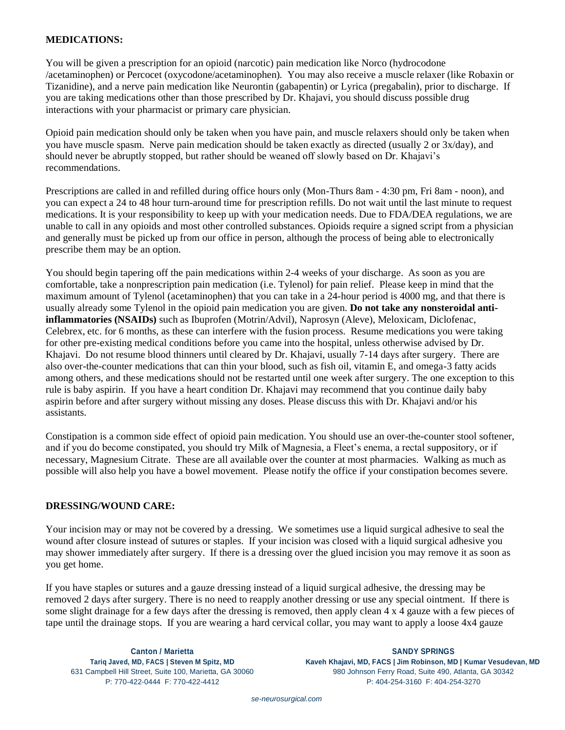**MEDICATIONS:**

You will be given a prescription for an opioid (narcotic) pain medication like Norco (hydrocodone /acetaminophen) or Percocet (oxycodone/acetaminophen). You may also receive a muscle relaxer (like Robaxin or Tizanidine), and a nerve pain medication like Neurontin (gabapentin) or Lyrica (pregabalin), prior to discharge. If you are taking medications other than those prescribed by Dr. Khajavi, you should discuss possible drug interactions with your pharmacist or primary care physician.

Opioid pain medication should only be taken when you have pain, and muscle relaxers should only be taken when you have muscle spasm. Nerve pain medication should be taken exactly as directed (usually 2 or 3x/day), and should never be abruptly stopped, but rather should be weaned off slowly based on Dr. Khajavi's recommendations.

Prescriptions are called in and refilled during office hours only (Mon-Thurs 8am - 4:30 pm, Fri 8am - noon), and you can expect a 24 to 48 hour turn-around time for prescription refills. Do not wait until the last minute to request medications. It is your responsibility to keep up with your medication needs. Due to FDA/DEA regulations, we are unable to call in any opioids and most other controlled substances. Opioids require a signed script from a physician and generally must be picked up from our office in person, although the process of being able to electronically prescribe them may be an option.

You should begin tapering off the pain medications within 2-4 weeks of your discharge. As soon as you are comfortable, take a nonprescription pain medication (i.e. Tylenol) for pain relief. Please keep in mind that the maximum amount of Tylenol (acetaminophen) that you can take in a 24-hour period is 4000 mg, and that there is usually already some Tylenol in the opioid pain medication you are given. **Do not take any nonsteroidal anti-inflammatories (NSAIDs)** such as Ibuprofen (Motrin/Advil), Naprosyn (Aleve), Meloxicam, Diclofenac, Celebrex, etc. for 6 months, as these can interfere with the fusion process. Resume medications you were taking for other pre-existing medical conditions before you came into the hospital, unless otherwise advised by Dr. Khajavi. Do not resume blood thinners until cleared by Dr. Khajavi, usually 7-14 days after surgery. There are also over-the-counter medications that can thin your blood, such as fish oil, vitamin E, and omega-3 fatty acids among others, and these medications should not be restarted until one week after surgery. The one exception to this rule is baby aspirin. If you have a heart condition Dr. Khajavi may recommend that you continue daily baby aspirin before and after surgery without missing any doses. Please discuss this with Dr. Khajavi and/or his assistants.

Constipation is a common side effect of opioid pain medication. You should use an over-the-counter stool softener, and if you do become constipated, you should try Milk of Magnesia, a Fleet's enema, a rectal suppository, or if necessary, Magnesium Citrate. These are all available over the counter at most pharmacies. Walking as much as possible will also help you have a bowel movement. Please notify the office if your constipation becomes severe.

**DRESSING/WOUND CARE:**

Your incision may or may not be covered by a dressing. We sometimes use a liquid surgical adhesive to seal the wound after closure instead of sutures or staples. If your incision was closed with a liquid surgical adhesive you may shower immediately after surgery. If there is a dressing over the glued incision you may remove it as soon as you get home.

If you have staples or sutures and a gauze dressing instead of a liquid surgical adhesive, the dressing may be removed 2 days after surgery. There is no need to reapply another dressing or use any special ointment. If there is some slight drainage for a few days after the dressing is removed, then apply clean 4 x 4 gauze with a few pieces of tape until the drainage stops. If you are wearing a hard cervical collar, you may want to apply a loose 4x4 gauze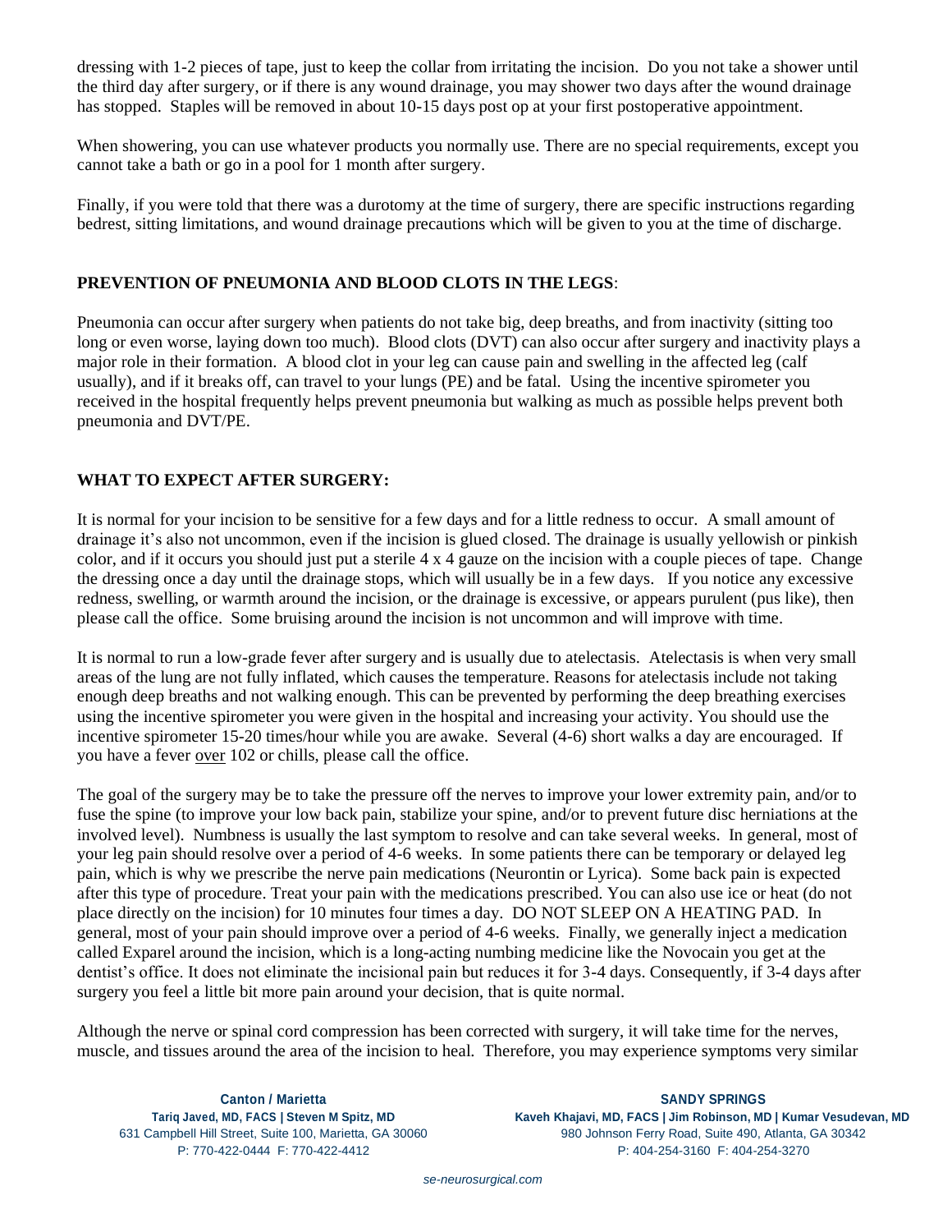dressing with 1-2 pieces of tape, just to keep the collar from irritating the incision. Do you not take a shower until the third day after surgery, or if there is any wound drainage, you may shower two days after the wound drainage has stopped. Staples will be removed in about 10-15 days post op at your first postoperative appointment.

When showering, you can use whatever products you normally use. There are no special requirements, except you cannot take a bath or go in a pool for 1 month after surgery.

Finally, if you were told that there was a durotomy at the time of surgery, there are specific instructions regarding bedrest, sitting limitations, and wound drainage precautions which will be given to you at the time of discharge.

**PREVENTION OF PNEUMONIA AND BLOOD CLOTS IN THE LEGS**:

Pneumonia can occur after surgery when patients do not take big, deep breaths, and from inactivity (sitting too long or even worse, laying down too much). Blood clots (DVT) can also occur after surgery and inactivity plays a major role in their formation. A blood clot in your leg can cause pain and swelling in the affected leg (calf usually), and if it breaks off, can travel to your lungs (PE) and be fatal. Using the incentive spirometer you received in the hospital frequently helps prevent pneumonia but walking as much as possible helps prevent both pneumonia and DVT/PE.

**WHAT TO EXPECT AFTER SURGERY:**

It is normal for your incision to be sensitive for a few days and for a little redness to occur. A small amount of drainage it's also not uncommon, even if the incision is glued closed. The drainage is usually yellowish or pinkish color, and if it occurs you should just put a sterile 4 x 4 gauze on the incision with a couple pieces of tape. Change the dressing once a day until the drainage stops, which will usually be in a few days. If you notice any excessive redness, swelling, or warmth around the incision, or the drainage is excessive, or appears purulent (pus like), then please call the office. Some bruising around the incision is not uncommon and will improve with time.

It is normal to run a low-grade fever after surgery and is usually due to atelectasis. Atelectasis is when very small areas of the lung are not fully inflated, which causes the temperature. Reasons for atelectasis include not taking enough deep breaths and not walking enough. This can be prevented by performing the deep breathing exercises using the incentive spirometer you were given in the hospital and increasing your activity. You should use the incentive spirometer 15-20 times/hour while you are awake. Several (4-6) short walks a day are encouraged. If you have a fever <u>over</u> 102 or chills, please call the office.

The goal of the surgery may be to take the pressure off the nerves to improve your lower extremity pain, and/or to fuse the spine (to improve your low back pain, stabilize your spine, and/or to prevent future disc herniations at the involved level). Numbness is usually the last symptom to resolve and can take several weeks. In general, most of your leg pain should resolve over a period of 4-6 weeks. In some patients there can be temporary or delayed leg pain, which is why we prescribe the nerve pain medications (Neurontin or Lyrica). Some back pain is expected after this type of procedure. Treat your pain with the medications prescribed. You can also use ice or heat (do not place directly on the incision) for 10 minutes four times a day. DO NOT SLEEP ON A HEATING PAD. In general, most of your pain should improve over a period of 4-6 weeks. Finally, we generally inject a medication called Exparel around the incision, which is a long-acting numbing medicine like the Novocain you get at the dentist's office. It does not eliminate the incisional pain but reduces it for 3-4 days. Consequently, if 3-4 days after surgery you feel a little bit more pain around your decision, that is quite normal.

Although the nerve or spinal cord compression has been corrected with surgery, it will take time for the nerves, muscle, and tissues around the area of the incision to heal. Therefore, you may experience symptoms very similar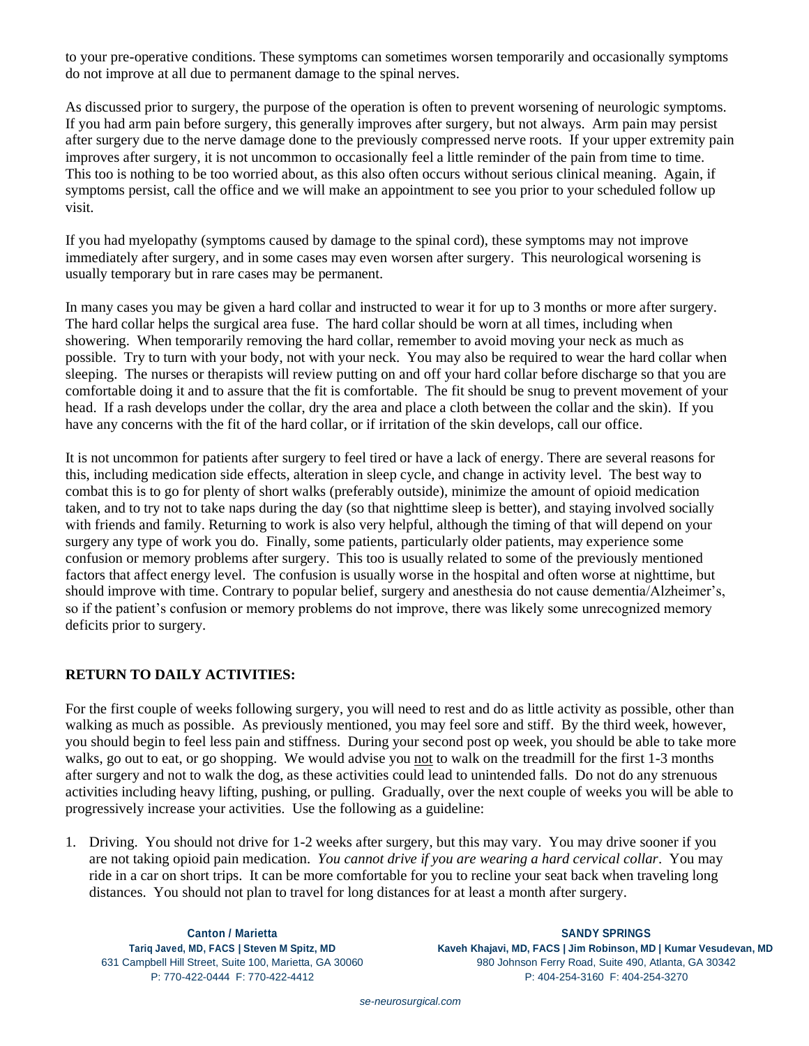to your pre-operative conditions. These symptoms can sometimes worsen temporarily and occasionally symptoms do not improve at all due to permanent damage to the spinal nerves.

As discussed prior to surgery, the purpose of the operation is often to prevent worsening of neurologic symptoms. If you had arm pain before surgery, this generally improves after surgery, but not always. Arm pain may persist after surgery due to the nerve damage done to the previously compressed nerve roots. If your upper extremity pain improves after surgery, it is not uncommon to occasionally feel a little reminder of the pain from time to time. This too is nothing to be too worried about, as this also often occurs without serious clinical meaning. Again, if symptoms persist, call the office and we will make an appointment to see you prior to your scheduled follow up visit.

If you had myelopathy (symptoms caused by damage to the spinal cord), these symptoms may not improve immediately after surgery, and in some cases may even worsen after surgery. This neurological worsening is usually temporary but in rare cases may be permanent.

In many cases you may be given a hard collar and instructed to wear it for up to 3 months or more after surgery. The hard collar helps the surgical area fuse. The hard collar should be worn at all times, including when showering. When temporarily removing the hard collar, remember to avoid moving your neck as much as possible. Try to turn with your body, not with your neck. You may also be required to wear the hard collar when sleeping. The nurses or therapists will review putting on and off your hard collar before discharge so that you are comfortable doing it and to assure that the fit is comfortable. The fit should be snug to prevent movement of your head. If a rash develops under the collar, dry the area and place a cloth between the collar and the skin). If you have any concerns with the fit of the hard collar, or if irritation of the skin develops, call our office.

It is not uncommon for patients after surgery to feel tired or have a lack of energy. There are several reasons for this, including medication side effects, alteration in sleep cycle, and change in activity level. The best way to combat this is to go for plenty of short walks (preferably outside), minimize the amount of opioid medication taken, and to try not to take naps during the day (so that nighttime sleep is better), and staying involved socially with friends and family. Returning to work is also very helpful, although the timing of that will depend on your surgery any type of work you do. Finally, some patients, particularly older patients, may experience some confusion or memory problems after surgery. This too is usually related to some of the previously mentioned factors that affect energy level. The confusion is usually worse in the hospital and often worse at nighttime, but should improve with time. Contrary to popular belief, surgery and anesthesia do not cause dementia/Alzheimer's, so if the patient's confusion or memory problems do not improve, there was likely some unrecognized memory deficits prior to surgery.

## RETURN TO DAILY ACTIVITIES:

For the first couple of weeks following surgery, you will need to rest and do as little activity as possible, other than walking as much as possible. As previously mentioned, you may feel sore and stiff. By the third week, however, you should begin to feel less pain and stiffness. During your second post op week, you should be able to take more walks, go out to eat, or go shopping. We would advise you <u>not</u> to walk on the treadmill for the first 1-3 months after surgery and not to walk the dog, as these activities could lead to unintended falls. Do not do any strenuous activities including heavy lifting, pushing, or pulling. Gradually, over the next couple of weeks you will be able to progressively increase your activities. Use the following as a guideline:

1. Driving. You should not drive for 1-2 weeks after surgery, but this may vary. You may drive sooner if you are not taking opioid pain medication. *You cannot drive if you are wearing a hard cervical collar*. You may ride in a car on short trips. It can be more comfortable for you to recline your seat back when traveling long distances. You should not plan to travel for long distances for at least a month after surgery.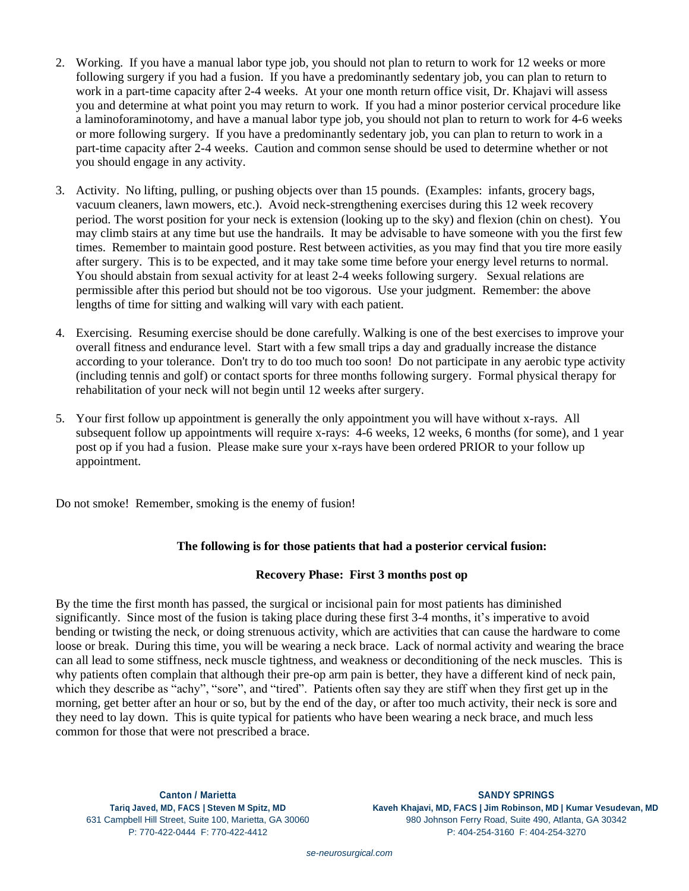2. Working. If you have a manual labor type job, you should not plan to return to work for 12 weeks or more following surgery if you had a fusion. If you have a predominantly sedentary job, you can plan to return to work in a part-time capacity after 2-4 weeks. At your one month return office visit, Dr. Khajavi will assess you and determine at what point you may return to work. If you had a minor posterior cervical procedure like a laminoforaminotomy, and have a manual labor type job, you should not plan to return to work for 4-6 weeks or more following surgery. If you have a predominantly sedentary job, you can plan to return to work in a part-time capacity after 2-4 weeks. Caution and common sense should be used to determine whether or not you should engage in any activity.

3. Activity. No lifting, pulling, or pushing objects over than 15 pounds. (Examples: infants, grocery bags, vacuum cleaners, lawn mowers, etc.). Avoid neck-strengthening exercises during this 12 week recovery period. The worst position for your neck is extension (looking up to the sky) and flexion (chin on chest). You may climb stairs at any time but use the handrails. It may be advisable to have someone with you the first few times. Remember to maintain good posture. Rest between activities, as you may find that you tire more easily after surgery. This is to be expected, and it may take some time before your energy level returns to normal. You should abstain from sexual activity for at least 2-4 weeks following surgery. Sexual relations are permissible after this period but should not be too vigorous. Use your judgment. Remember: the above lengths of time for sitting and walking will vary with each patient.

4. Exercising. Resuming exercise should be done carefully. Walking is one of the best exercises to improve your overall fitness and endurance level. Start with a few small trips a day and gradually increase the distance according to your tolerance. Don't try to do too much too soon! Do not participate in any aerobic type activity (including tennis and golf) or contact sports for three months following surgery. Formal physical therapy for rehabilitation of your neck will not begin until 12 weeks after surgery.

5. Your first follow up appointment is generally the only appointment you will have without x-rays. All subsequent follow up appointments will require x-rays: 4-6 weeks, 12 weeks, 6 months (for some), and 1 year post op if you had a fusion. Please make sure your x-rays have been ordered PRIOR to your follow up appointment.

Do not smoke! Remember, smoking is the enemy of fusion!

**The following is for those patients that had a posterior cervical fusion:**

**Recovery Phase: First 3 months post op**

By the time the first month has passed, the surgical or incisional pain for most patients has diminished significantly. Since most of the fusion is taking place during these first 3-4 months, it's imperative to avoid bending or twisting the neck, or doing strenuous activity, which are activities that can cause the hardware to come loose or break. During this time, you will be wearing a neck brace. Lack of normal activity and wearing the brace can all lead to some stiffness, neck muscle tightness, and weakness or deconditioning of the neck muscles. This is why patients often complain that although their pre-op arm pain is better, they have a different kind of neck pain, which they describe as "achy", "sore", and "tired". Patients often say they are stiff when they first get up in the morning, get better after an hour or so, but by the end of the day, or after too much activity, their neck is sore and they need to lay down. This is quite typical for patients who have been wearing a neck brace, and much less common for those that were not prescribed a brace.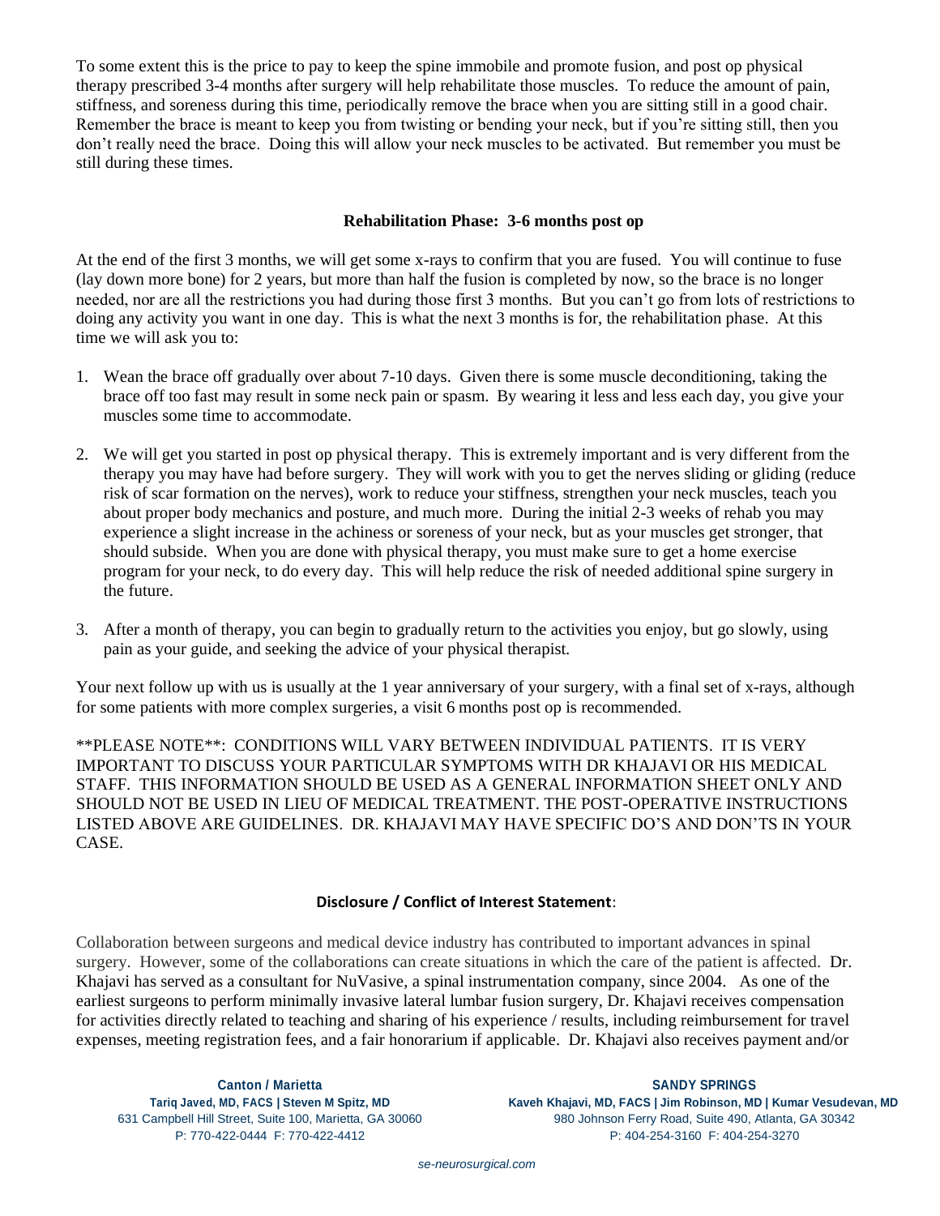To some extent this is the price to pay to keep the spine immobile and promote fusion, and post op physical therapy prescribed 3-4 months after surgery will help rehabilitate those muscles. To reduce the amount of pain, stiffness, and soreness during this time, periodically remove the brace when you are sitting still in a good chair. Remember the brace is meant to keep you from twisting or bending your neck, but if you're sitting still, then you don't really need the brace. Doing this will allow your neck muscles to be activated. But remember you must be still during these times.

### Rehabilitation Phase: 3-6 months post op

At the end of the first 3 months, we will get some x-rays to confirm that you are fused. You will continue to fuse (lay down more bone) for 2 years, but more than half the fusion is completed by now, so the brace is no longer needed, nor are all the restrictions you had during those first 3 months. But you can't go from lots of restrictions to doing any activity you want in one day. This is what the next 3 months is for, the rehabilitation phase. At this time we will ask you to:

1. Wean the brace off gradually over about 7-10 days. Given there is some muscle deconditioning, taking the brace off too fast may result in some neck pain or spasm. By wearing it less and less each day, you give your muscles some time to accommodate.

2. We will get you started in post op physical therapy. This is extremely important and is very different from the therapy you may have had before surgery. They will work with you to get the nerves sliding or gliding (reduce risk of scar formation on the nerves), work to reduce your stiffness, strengthen your neck muscles, teach you about proper body mechanics and posture, and much more. During the initial 2-3 weeks of rehab you may experience a slight increase in the achiness or soreness of your neck, but as your muscles get stronger, that should subside. When you are done with physical therapy, you must make sure to get a home exercise program for your neck, to do every day. This will help reduce the risk of needed additional spine surgery in the future.

3. After a month of therapy, you can begin to gradually return to the activities you enjoy, but go slowly, using pain as your guide, and seeking the advice of your physical therapist.

Your next follow up with us is usually at the 1 year anniversary of your surgery, with a final set of x-rays, although for some patients with more complex surgeries, a visit 6 months post op is recommended.

**PLEASE NOTE**: CONDITIONS WILL VARY BETWEEN INDIVIDUAL PATIENTS. IT IS VERY IMPORTANT TO DISCUSS YOUR PARTICULAR SYMPTOMS WITH DR KHAJAVI OR HIS MEDICAL STAFF. THIS INFORMATION SHOULD BE USED AS A GENERAL INFORMATION SHEET ONLY AND SHOULD NOT BE USED IN LIEU OF MEDICAL TREATMENT. THE POST-OPERATIVE INSTRUCTIONS LISTED ABOVE ARE GUIDELINES. DR. KHAJAVI MAY HAVE SPECIFIC DO'S AND DON'TS IN YOUR CASE.

### Disclosure / Conflict of Interest Statement:

Collaboration between surgeons and medical device industry has contributed to important advances in spinal surgery. However, some of the collaborations can create situations in which the care of the patient is affected. Dr. Khajavi has served as a consultant for NuVasive, a spinal instrumentation company, since 2004. As one of the earliest surgeons to perform minimally invasive lateral lumbar fusion surgery, Dr. Khajavi receives compensation for activities directly related to teaching and sharing of his experience / results, including reimbursement for travel expenses, meeting registration fees, and a fair honorarium if applicable. Dr. Khajavi also receives payment and/or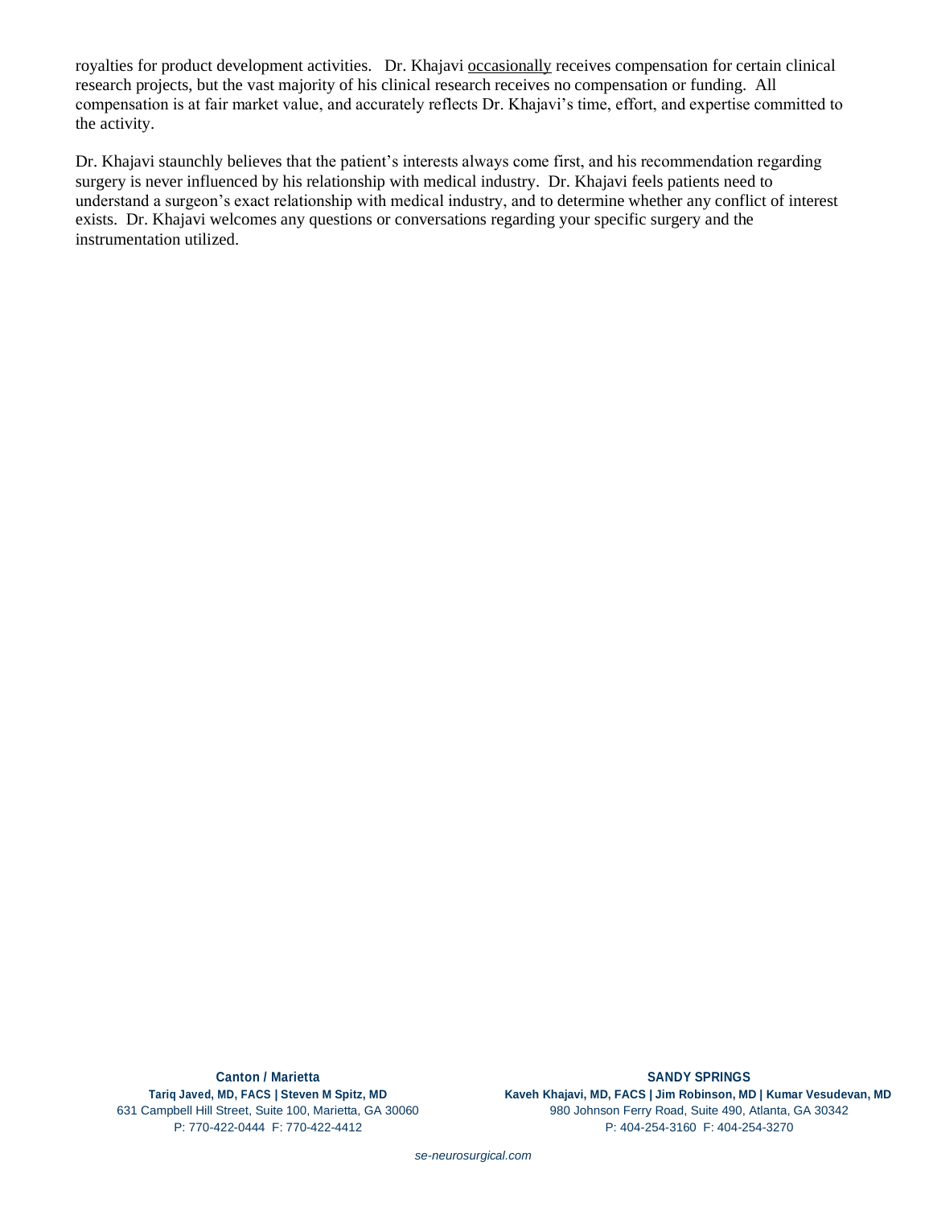royalties for product development activities. Dr. Khajavi occasionally receives compensation for certain clinical research projects, but the vast majority of his clinical research receives no compensation or funding. All compensation is at fair market value, and accurately reflects Dr. Khajavi's time, effort, and expertise committed to the activity.

Dr. Khajavi staunchly believes that the patient's interests always come first, and his recommendation regarding surgery is never influenced by his relationship with medical industry. Dr. Khajavi feels patients need to understand a surgeon's exact relationship with medical industry, and to determine whether any conflict of interest exists. Dr. Khajavi welcomes any questions or conversations regarding your specific surgery and the instrumentation utilized.

**Canton / Marietta**
**Tariq Javed, MD, FACS | Steven M Spitz, MD**
631 Campbell Hill Street, Suite 100, Marietta, GA 30060
P: 770-422-0444 F: 770-422-4412

**SANDY SPRINGS**
**Kaveh Khajavi, MD, FACS | Jim Robinson, MD | Kumar Vesudevan, MD**
980 Johnson Ferry Road, Suite 490, Atlanta, GA 30342
P: 404-254-3160 F: 404-254-3270

*se-neurosurgical.com*